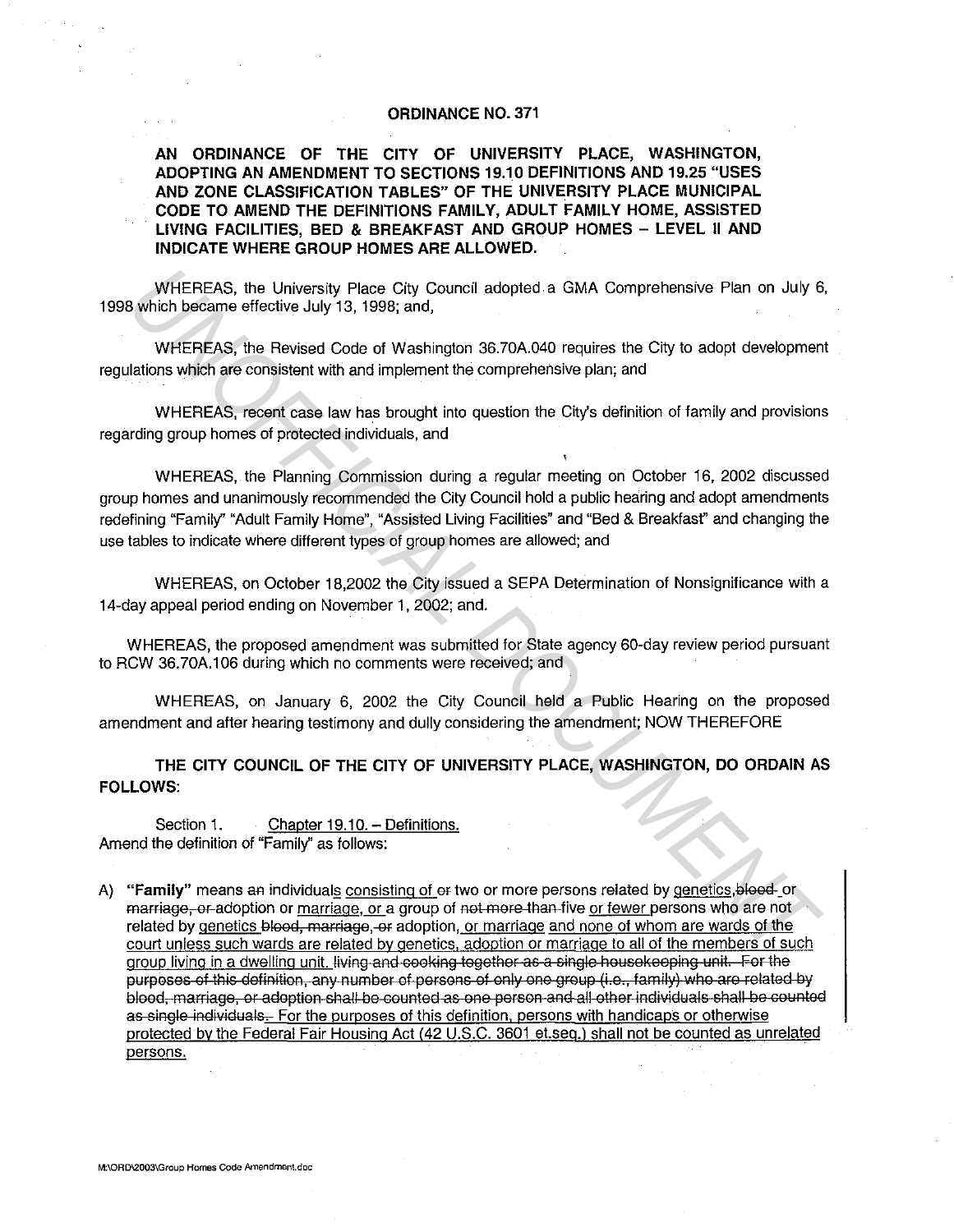# ORDINANCE NO. 371

**AN ORDINANCE OF THE CITY OF UNIVERSITY PLACE, WASHINGTON, ADOPTING AN AMENDMENT TO SECTIONS 19.10 DEFINITIONS AND 19.25 "USES AND ZONE CLASSIFICATION TABLES" OF THE UNIVERSITY PLACE MUNICIPAL CODE TO AMEND THE DEFINITIONS FAMILY, ADULT FAMILY HOME, ASSISTED LIVING FACILITIES, BED & BREAKFAST AND GROUP HOMES – LEVEL II AND INDICATE WHERE GROUP HOMES ARE ALLOWED.**

WHEREAS, the University Place City Council adopted a GMA Comprehensive Plan on July 6, 1998 which became effective July 13, 1998; and,

WHEREAS, the Revised Code of Washington 36.70A.040 requires the City to adopt development regulations which are consistent with and implement the comprehensive plan; and

WHEREAS, recent case law has brought into question the City's definition of family and provisions regarding group homes of protected individuals, and

WHEREAS, the Planning Commission during a regular meeting on October 16, 2002 discussed group homes and unanimously recommended the City Council hold a public hearing and adopt amendments redefining "Family" "Adult Family Home", "Assisted Living Facilities" and "Bed & Breakfast" and changing the use tables to indicate where different types of group homes are allowed; and

WHEREAS, on October 18,2002 the City issued a SEPA Determination of Nonsignificance with a 14-day appeal period ending on November 1, 2002; and.

WHEREAS, the proposed amendment was submitted for State agency 60-day review period pursuant to RCW 36.70A.106 during which no comments were received; and

WHEREAS, on January 6, 2002 the City Council held a Public Hearing on the proposed amendment and after hearing testimony and dully considering the amendment; NOW THEREFORE

**THE CITY COUNCIL OF THE CITY OF UNIVERSITY PLACE, WASHINGTON, DO ORDAIN AS FOLLOWS:**

Section 1. Chapter 19.10. – Definitions.
Amend the definition of "Family" as follows:

A) **"Family"** means ~~an~~ individuals consisting of ~~or~~ two or more persons related by genetics,~~blood~~ or ~~marriage, or~~ adoption or marriage, or a group of ~~not more than~~ five or fewer persons who are not related by genetics ~~blood, marriage, or~~ adoption, or marriage and none of whom are wards of the court unless such wards are related by genetics, adoption or marriage to all of the members of such group living in a dwelling unit. ~~living and cooking together as a single housekeeping unit. For the purposes of this definition, any number of persons of only one group (i.e., family) who are related by blood, marriage, or adoption shall be counted as one person and all other individuals shall be counted as single individuals.~~ For the purposes of this definition, persons with handicaps or otherwise protected by the Federal Fair Housing Act (42 U.S.C. 3601 et.seq.) shall not be counted as unrelated persons.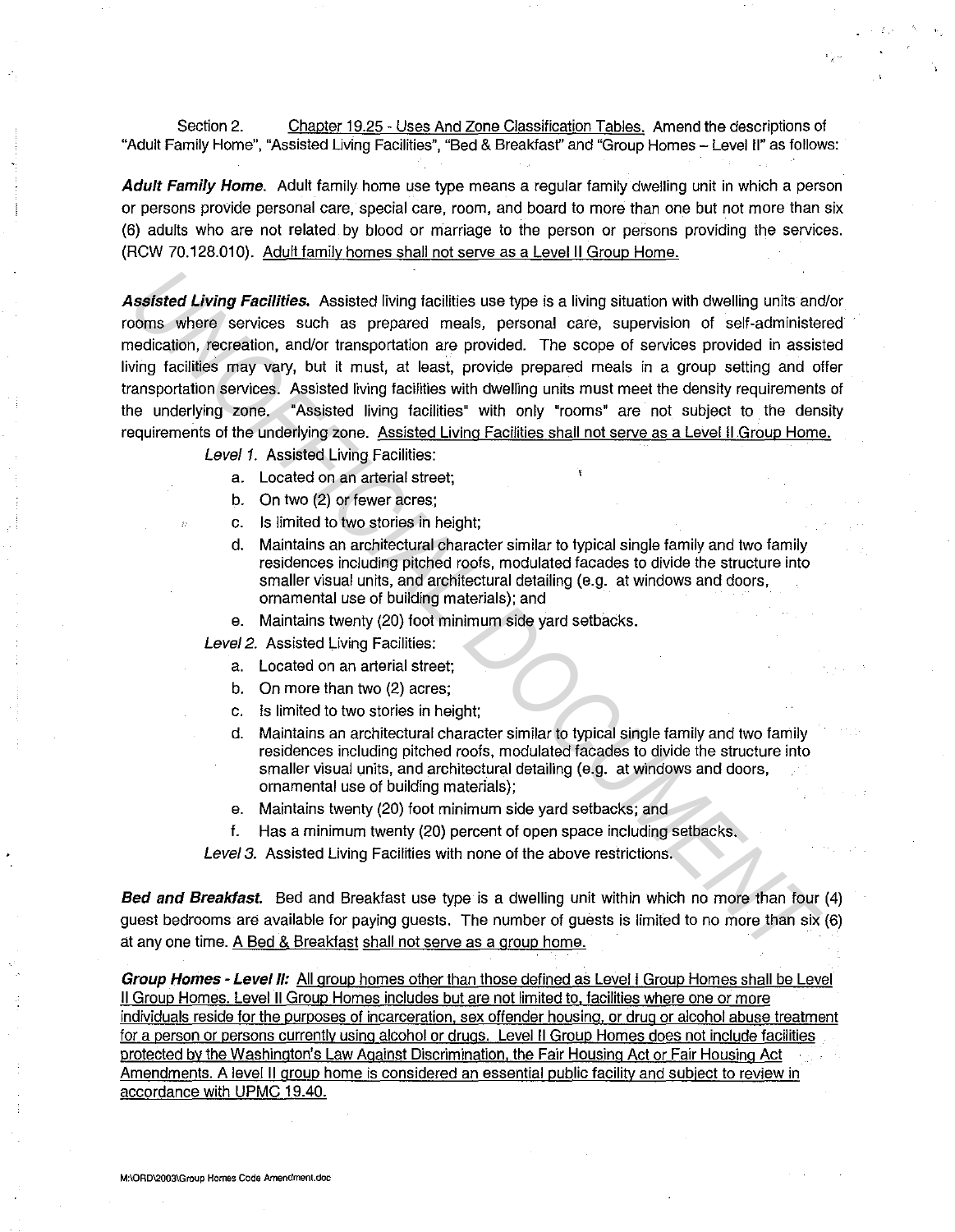Section 2. Chapter 19.25 - Uses And Zone Classification Tables. Amend the descriptions of "Adult Family Home", "Assisted Living Facilities", "Bed & Breakfast" and "Group Homes – Level II" as follows:

***Adult Family Home.*** Adult family home use type means a regular family dwelling unit in which a person or persons provide personal care, special care, room, and board to more than one but not more than six (6) adults who are not related by blood or marriage to the person or persons providing the services. (RCW 70.128.010). Adult family homes shall not serve as a Level II Group Home.

***Assisted Living Facilities.*** Assisted living facilities use type is a living situation with dwelling units and/or rooms where services such as prepared meals, personal care, supervision of self-administered medication, recreation, and/or transportation are provided. The scope of services provided in assisted living facilities may vary, but it must, at least, provide prepared meals in a group setting and offer transportation services. Assisted living facilities with dwelling units must meet the density requirements of the underlying zone. "Assisted living facilities" with only "rooms" are not subject to the density requirements of the underlying zone. Assisted Living Facilities shall not serve as a Level II Group Home.

*Level 1.* Assisted Living Facilities:

a. Located on an arterial street;
b. On two (2) or fewer acres;
c. Is limited to two stories in height;
d. Maintains an architectural character similar to typical single family and two family residences including pitched roofs, modulated facades to divide the structure into smaller visual units, and architectural detailing (e.g. at windows and doors, ornamental use of building materials); and
e. Maintains twenty (20) foot minimum side yard setbacks.

*Level 2.* Assisted Living Facilities:

a. Located on an arterial street;
b. On more than two (2) acres;
c. Is limited to two stories in height;
d. Maintains an architectural character similar to typical single family and two family residences including pitched roofs, modulated facades to divide the structure into smaller visual units, and architectural detailing (e.g. at windows and doors, ornamental use of building materials);
e. Maintains twenty (20) foot minimum side yard setbacks; and
f. Has a minimum twenty (20) percent of open space including setbacks.

*Level 3.* Assisted Living Facilities with none of the above restrictions.

***Bed and Breakfast.*** Bed and Breakfast use type is a dwelling unit within which no more than four (4) guest bedrooms are available for paying guests. The number of guests is limited to no more than six (6) at any one time. A Bed & Breakfast shall not serve as a group home.

***Group Homes - Level II:*** All group homes other than those defined as Level I Group Homes shall be Level II Group Homes. Level II Group Homes includes but are not limited to, facilities where one or more individuals reside for the purposes of incarceration, sex offender housing, or drug or alcohol abuse treatment for a person or persons currently using alcohol or drugs. Level II Group Homes does not include facilities protected by the Washington's Law Against Discrimination, the Fair Housing Act or Fair Housing Act Amendments. A level II group home is considered an essential public facility and subject to review in accordance with UPMC 19.40.

M:\ORD\2003\Group Homes Code Amendment.doc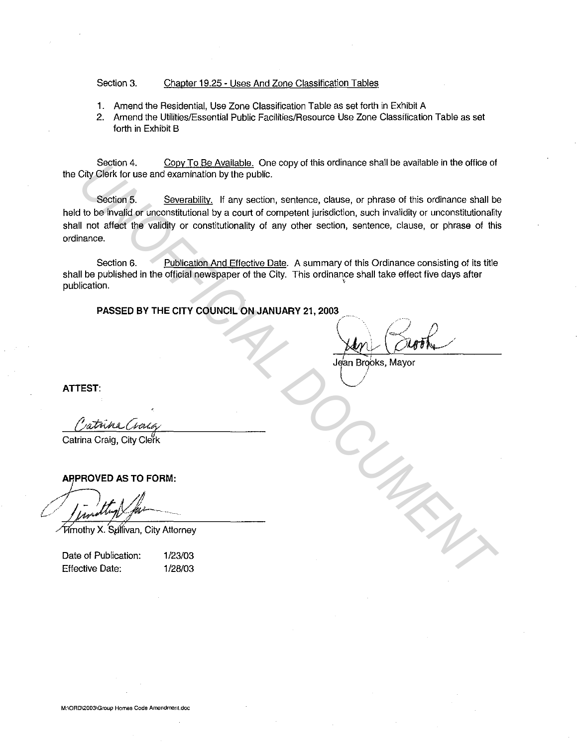Section 3. Chapter 19.25 - Uses And Zone Classification Tables

1. Amend the Residential, Use Zone Classification Table as set forth in Exhibit A
2. Amend the Utilities/Essential Public Facilities/Resource Use Zone Classification Table as set forth in Exhibit B

Section 4. Copy To Be Available. One copy of this ordinance shall be available in the office of the City Clerk for use and examination by the public.

Section 5. Severability. If any section, sentence, clause, or phrase of this ordinance shall be held to be invalid or unconstitutional by a court of competent jurisdiction, such invalidity or unconstitutionality shall not affect the validity or constitutionality of any other section, sentence, clause, or phrase of this ordinance.

Section 6. Publication And Effective Date. A summary of this Ordinance consisting of its title shall be published in the official newspaper of the City. This ordinance shall take effect five days after publication.

**PASSED BY THE CITY COUNCIL ON JANUARY 21, 2003**

Jean Brooks, Mayor

**ATTEST:**

Catrina Craig, City Clerk

**APPROVED AS TO FORM:**

Timothy X. Sullivan, City Attorney

| Date of Publication: | 1/23/03 |
|---|---|
| Effective Date: | 1/28/03 |

M:\ORD\2003\Group Homes Code Amendment.doc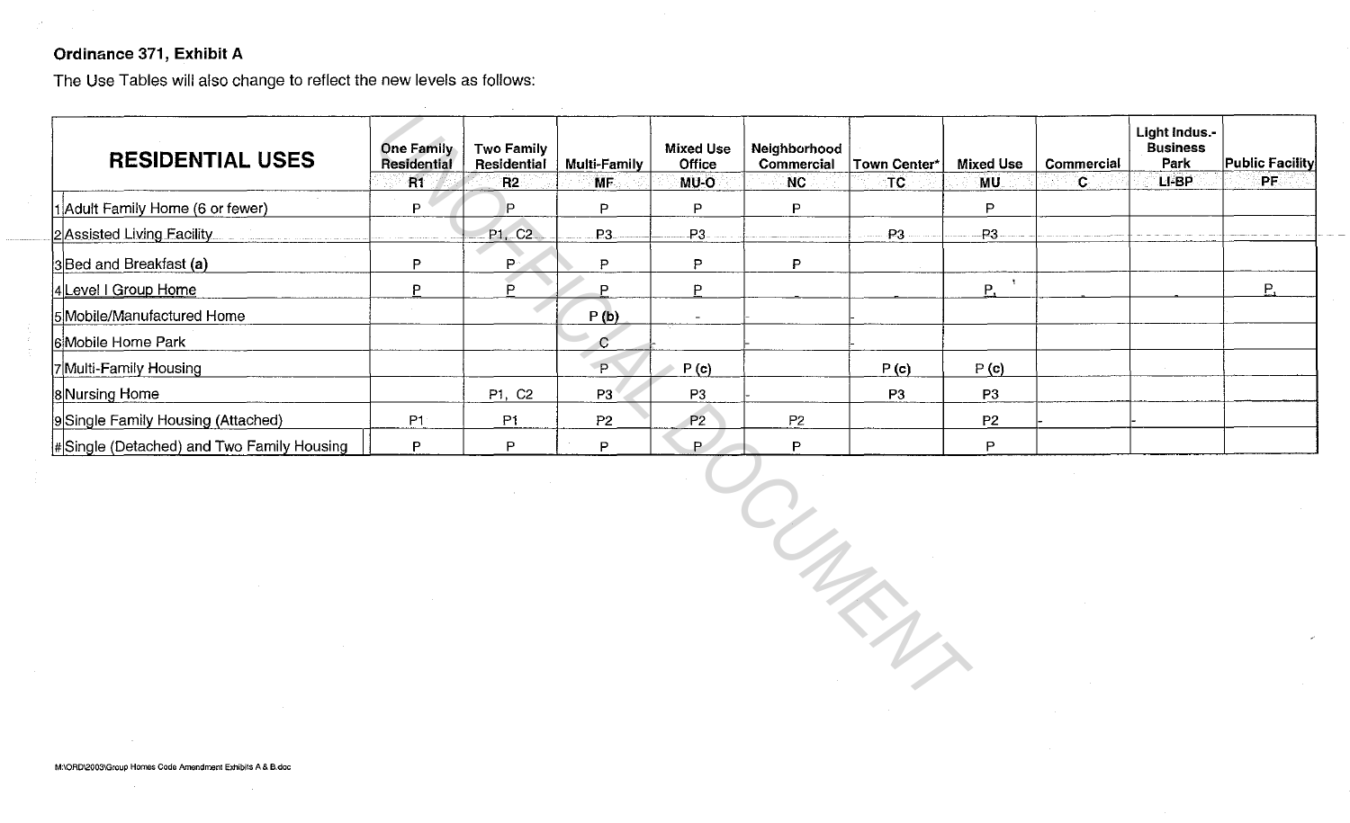**Ordinance 371, Exhibit A**

The Use Tables will also change to reflect the new levels as follows:

| | RESIDENTIAL USES | One Family Residential | Two Family Residential | Multi-Family | Mixed Use Office | Neighborhood Commercial | Town Center* | Mixed Use | Commercial | Light Indus.-Business Park | Public Facility |
|---|---|---|---|---|---|---|---|---|---|---|---|
| | | R1 | R2 | MF | MU-O | NC | TC | MU | C | LI-BP | PF |
| 1 | Adult Family Home (6 or fewer) | P | P | P | P | P | | P | | | |
| 2 | Assisted Living Facility | | P1, C2 | P3 | P3 | | P3 | P3 | | | |
| 3 | Bed and Breakfast **(a)** | P | P | P | P | P | | | | | |
| 4 | Level I Group Home | P | P | P | P | - | - | P | - | - | P |
| 5 | Mobile/Manufactured Home | | | P **(b)** | - | | | | | | |
| 6 | Mobile Home Park | | | C | | | | | | | |
| 7 | Multi-Family Housing | | | P | P **(c)** | | P **(c)** | P **(c)** | | | |
| 8 | Nursing Home | | P1, C2 | P3 | P3 | | P3 | P3 | | | |
| 9 | Single Family Housing (Attached) | P1 | P1 | P2 | P2 | P2 | | P2 | | | |
| # | Single (Detached) and Two Family Housing | P | P | P | P | P | | P | | | |

M:\ORD\2003\Group Homes Code Amendment Exhibits A & B.doc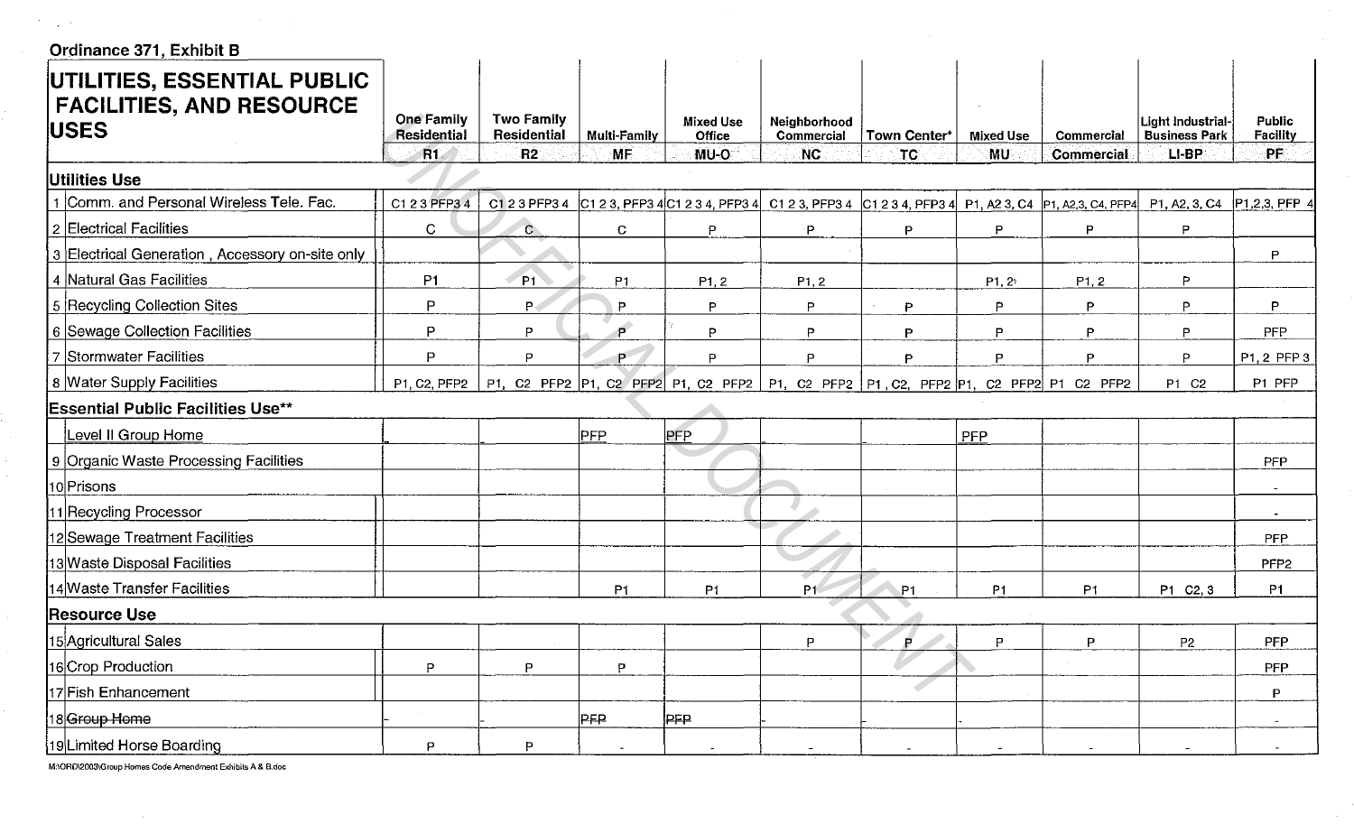Ordinance 371, Exhibit B

| UTILITIES, ESSENTIAL PUBLIC FACILITIES, AND RESOURCE USES | One Family Residential R1 | Two Family Residential R2 | Multi-Family MF | Mixed Use Office MU-O | Neighborhood Commercial NC | Town Center* TC | Mixed Use MU | Commercial Commercial | Light Industrial-Business Park LI-BP | Public Facility PF |
|---|---|---|---|---|---|---|---|---|---|---|
| **Utilities Use** | | | | | | | | | | |
| 1 Comm. and Personal Wireless Tele. Fac. | C1 2 3 PFP3 4 | C1 2 3 PFP3 4 | C1 2 3, PFP3 4 | C1 2 3 4, PFP3 4 | C1 2 3, PFP3 4 | C1 2 3 4, PFP3 4 | P1, A2 3, C4 | P1, A2,3, C4, PFP4 | P1, A2, 3, C4 | P1,2,3, PFP 4 |
| 2 Electrical Facilities | C | C | C | P | P | P | P | P | P | |
| 3 Electrical Generation , Accessory on-site only | | | | | | | | | | P |
| 4 Natural Gas Facilities | P1 | P1 | P1 | P1, 2 | P1, 2 | | P1, 2 | P1, 2 | P | |
| 5 Recycling Collection Sites | P | P | P | P | P | P | P | P | P | P |
| 6 Sewage Collection Facilities | P | P | P | P | P | P | P | P | P | PFP |
| 7 Stormwater Facilities | P | P | P | P | P | P | P | P | P | P1, 2 PFP 3 |
| 8 Water Supply Facilities | P1, C2, PFP2 | P1, C2 PFP2 | P1, C2 PFP2 | P1, C2 PFP2 | P1, C2 PFP2 | P1 , C2, PFP2 | P1, C2 PFP2 | P1 C2 PFP2 | P1 C2 | P1 PFP |
| **Essential Public Facilities Use**** | | | | | | | | | | |
| Level II Group Home | | | PFP | PFP | | | PFP | | | |
| 9 Organic Waste Processing Facilities | | | | | | | | | | PFP |
| 10 Prisons | | | | | | | | | | - |
| 11 Recycling Processor | | | | | | | | | | - |
| 12 Sewage Treatment Facilities | | | | | | | | | | PFP |
| 13 Waste Disposal Facilities | | | | | | | | | | PFP2 |
| 14 Waste Transfer Facilities | | | P1 | P1 | P1 | P1 | P1 | P1 | P1 C2, 3 | P1 |
| **Resource Use** | | | | | | | | | | |
| 15 Agricultural Sales | | | | | P | P | P | P | P2 | PFP |
| 16 Crop Production | P | P | P | | | | | | | PFP |
| 17 Fish Enhancement | | | | | | | | | | P |
| 18 ~~Group Home~~ | - | - | ~~PFP~~ | ~~PFP~~ | - | - | - | | | - |
| 19 Limited Horse Boarding | P | P | - | - | - | - | - | - | - | - |

M:\ORD\2003\Group Homes Code Amendment Exhibits A & B.doc